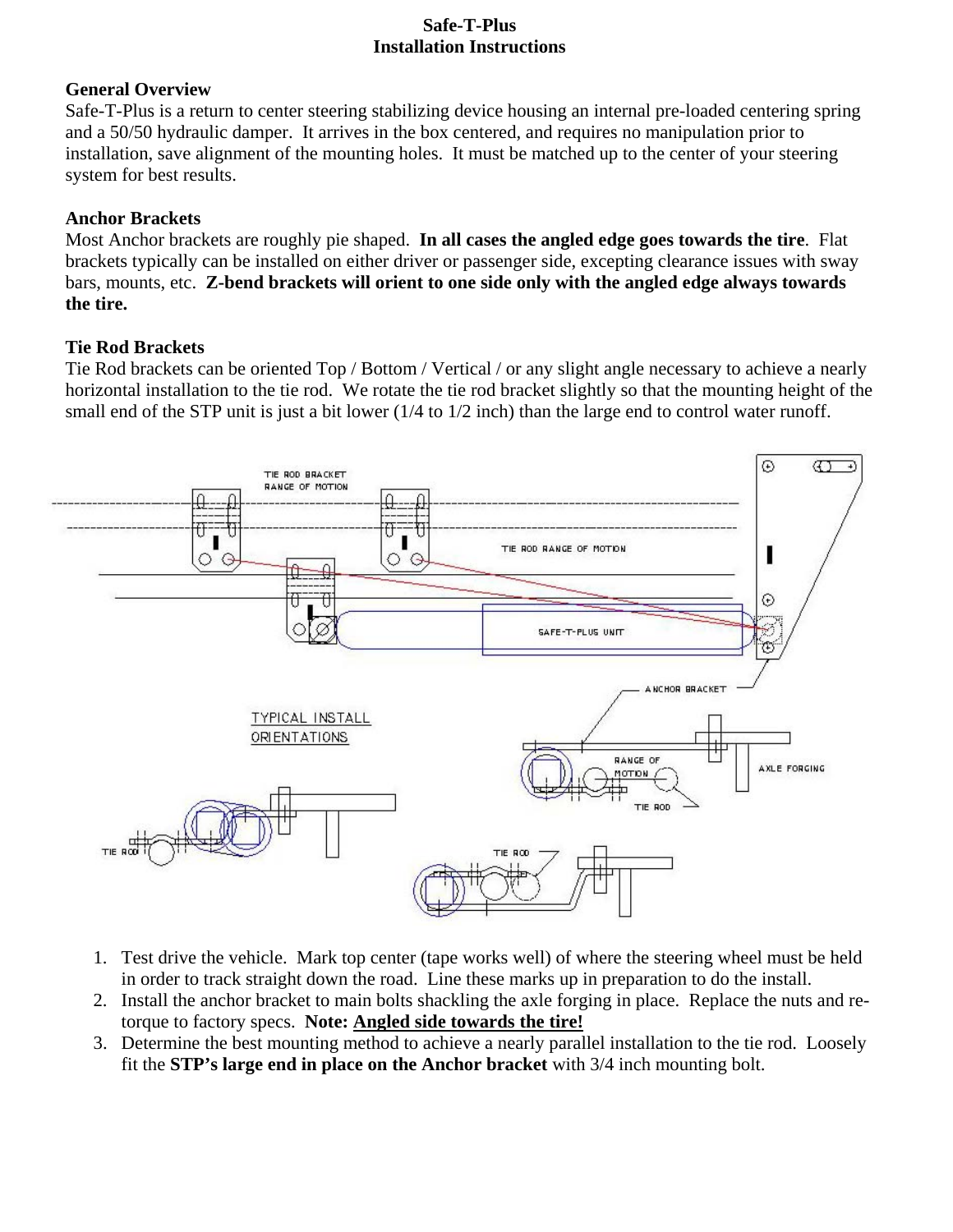# Safe-T-Plus
## Installation Instructions

### General Overview

Safe-T-Plus is a return to center steering stabilizing device housing an internal pre-loaded centering spring and a 50/50 hydraulic damper. It arrives in the box centered, and requires no manipulation prior to installation, save alignment of the mounting holes. It must be matched up to the center of your steering system for best results.

### Anchor Brackets

Most Anchor brackets are roughly pie shaped. **In all cases the angled edge goes towards the tire**. Flat brackets typically can be installed on either driver or passenger side, excepting clearance issues with sway bars, mounts, etc. **Z-bend brackets will orient to one side only with the angled edge always towards the tire.**

### Tie Rod Brackets

Tie Rod brackets can be oriented Top / Bottom / Vertical / or any slight angle necessary to achieve a nearly horizontal installation to the tie rod. We rotate the tie rod bracket slightly so that the mounting height of the small end of the STP unit is just a bit lower (1/4 to 1/2 inch) than the large end to control water runoff.

1. Test drive the vehicle. Mark top center (tape works well) of where the steering wheel must be held in order to track straight down the road. Line these marks up in preparation to do the install.
2. Install the anchor bracket to main bolts shackling the axle forging in place. Replace the nuts and re-torque to factory specs. **Note: <u>Angled side towards the tire!</u>**
3. Determine the best mounting method to achieve a nearly parallel installation to the tie rod. Loosely fit the **STP's large end in place on the Anchor bracket** with 3/4 inch mounting bolt.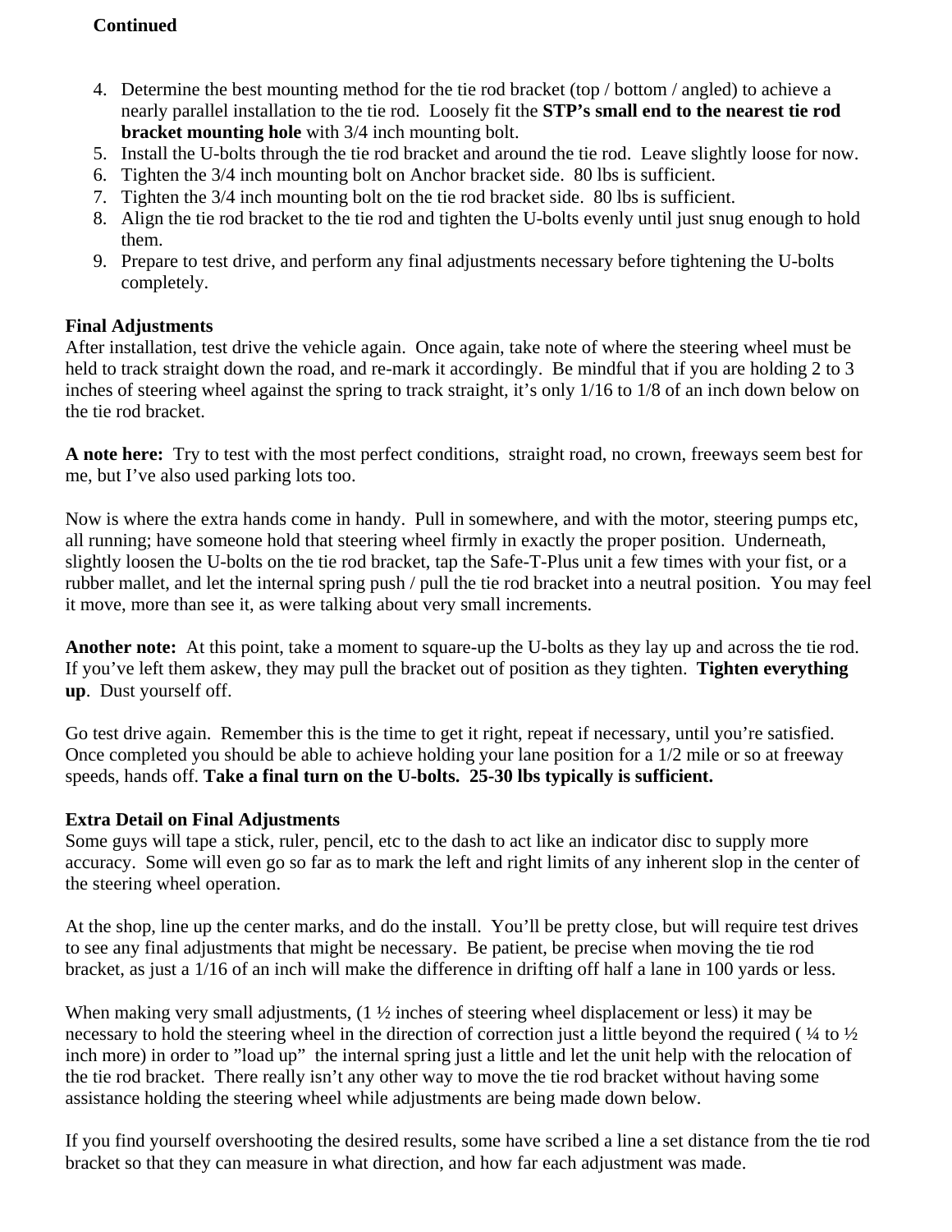**Continued**

4. Determine the best mounting method for the tie rod bracket (top / bottom / angled) to achieve a nearly parallel installation to the tie rod. Loosely fit the **STP's small end to the nearest tie rod bracket mounting hole** with 3/4 inch mounting bolt.
5. Install the U-bolts through the tie rod bracket and around the tie rod. Leave slightly loose for now.
6. Tighten the 3/4 inch mounting bolt on Anchor bracket side. 80 lbs is sufficient.
7. Tighten the 3/4 inch mounting bolt on the tie rod bracket side. 80 lbs is sufficient.
8. Align the tie rod bracket to the tie rod and tighten the U-bolts evenly until just snug enough to hold them.
9. Prepare to test drive, and perform any final adjustments necessary before tightening the U-bolts completely.

**Final Adjustments**
After installation, test drive the vehicle again. Once again, take note of where the steering wheel must be held to track straight down the road, and re-mark it accordingly. Be mindful that if you are holding 2 to 3 inches of steering wheel against the spring to track straight, it's only 1/16 to 1/8 of an inch down below on the tie rod bracket.

**A note here:** Try to test with the most perfect conditions, straight road, no crown, freeways seem best for me, but I've also used parking lots too.

Now is where the extra hands come in handy. Pull in somewhere, and with the motor, steering pumps etc, all running; have someone hold that steering wheel firmly in exactly the proper position. Underneath, slightly loosen the U-bolts on the tie rod bracket, tap the Safe-T-Plus unit a few times with your fist, or a rubber mallet, and let the internal spring push / pull the tie rod bracket into a neutral position. You may feel it move, more than see it, as were talking about very small increments.

**Another note:** At this point, take a moment to square-up the U-bolts as they lay up and across the tie rod. If you've left them askew, they may pull the bracket out of position as they tighten. **Tighten everything up**. Dust yourself off.

Go test drive again. Remember this is the time to get it right, repeat if necessary, until you're satisfied. Once completed you should be able to achieve holding your lane position for a 1/2 mile or so at freeway speeds, hands off. **Take a final turn on the U-bolts. 25-30 lbs typically is sufficient.**

**Extra Detail on Final Adjustments**
Some guys will tape a stick, ruler, pencil, etc to the dash to act like an indicator disc to supply more accuracy. Some will even go so far as to mark the left and right limits of any inherent slop in the center of the steering wheel operation.

At the shop, line up the center marks, and do the install. You'll be pretty close, but will require test drives to see any final adjustments that might be necessary. Be patient, be precise when moving the tie rod bracket, as just a 1/16 of an inch will make the difference in drifting off half a lane in 100 yards or less.

When making very small adjustments, (1 ½ inches of steering wheel displacement or less) it may be necessary to hold the steering wheel in the direction of correction just a little beyond the required ( ¼ to ½ inch more) in order to "load up" the internal spring just a little and let the unit help with the relocation of the tie rod bracket. There really isn't any other way to move the tie rod bracket without having some assistance holding the steering wheel while adjustments are being made down below.

If you find yourself overshooting the desired results, some have scribed a line a set distance from the tie rod bracket so that they can measure in what direction, and how far each adjustment was made.